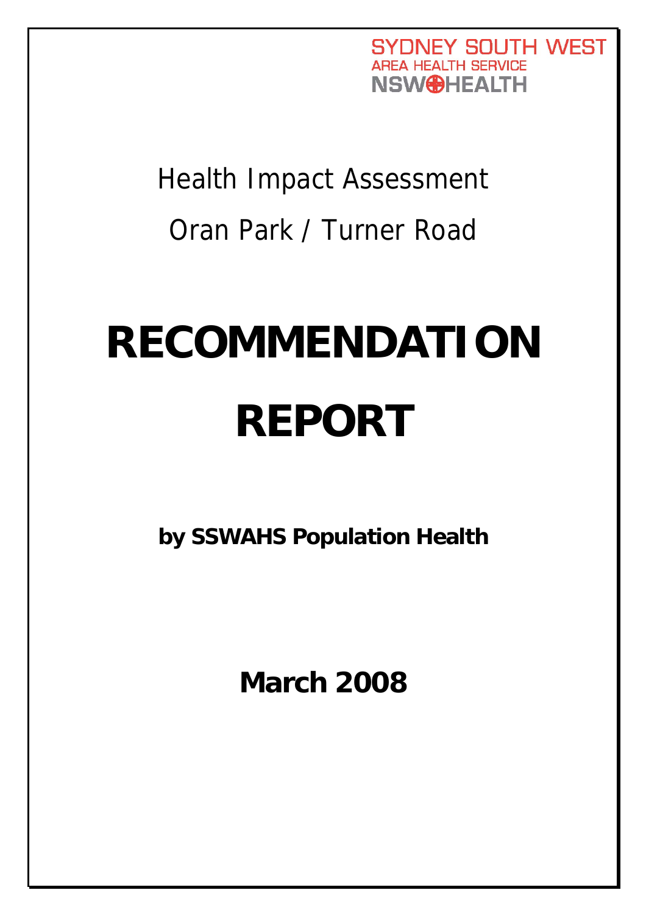SYDNEY SOUTH WEST
AREA HEALTH SERVICE
NSW HEALTH

Health Impact Assessment

Oran Park / Turner Road

# RECOMMENDATION REPORT

**by SSWAHS Population Health**

**March 2008**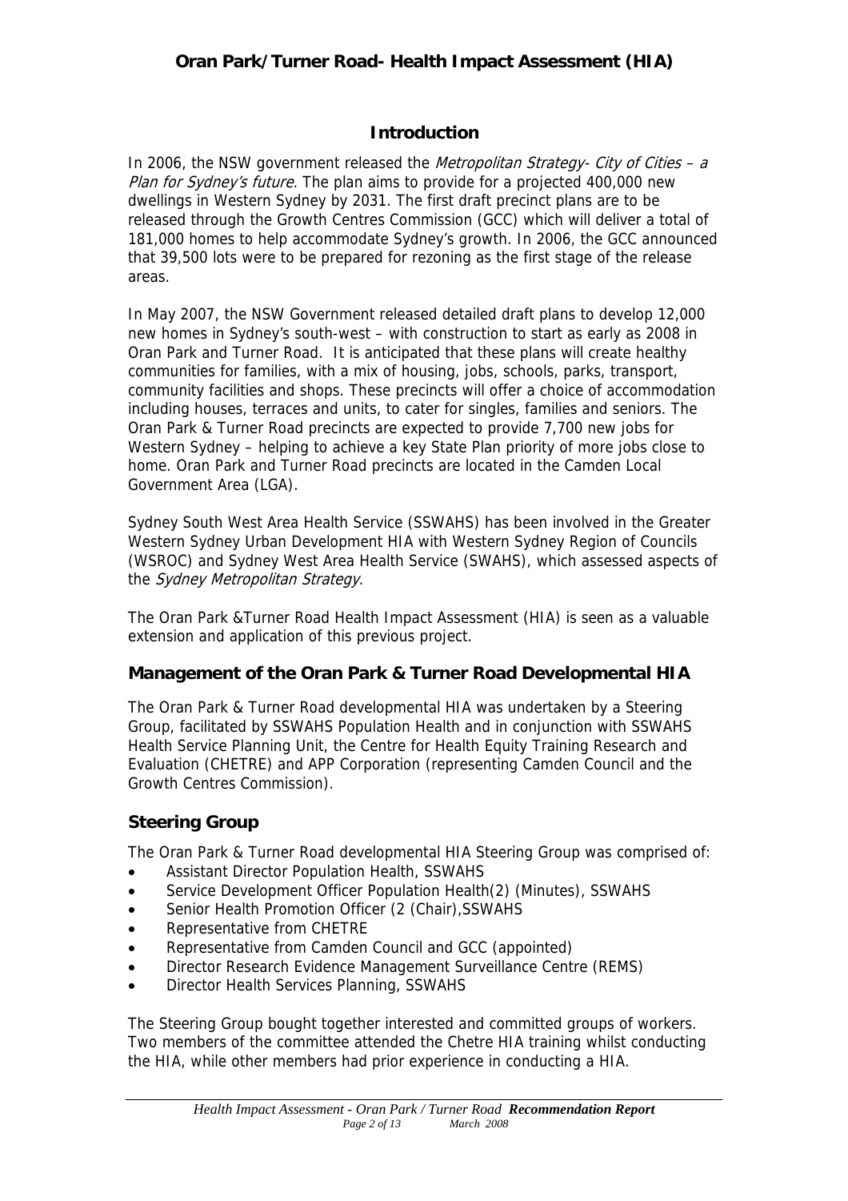## Introduction

In 2006, the NSW government released the *Metropolitan Strategy- City of Cities – a Plan for Sydney's future.* The plan aims to provide for a projected 400,000 new dwellings in Western Sydney by 2031. The first draft precinct plans are to be released through the Growth Centres Commission (GCC) which will deliver a total of 181,000 homes to help accommodate Sydney's growth. In 2006, the GCC announced that 39,500 lots were to be prepared for rezoning as the first stage of the release areas.

In May 2007, the NSW Government released detailed draft plans to develop 12,000 new homes in Sydney's south-west – with construction to start as early as 2008 in Oran Park and Turner Road. It is anticipated that these plans will create healthy communities for families, with a mix of housing, jobs, schools, parks, transport, community facilities and shops. These precincts will offer a choice of accommodation including houses, terraces and units, to cater for singles, families and seniors. The Oran Park & Turner Road precincts are expected to provide 7,700 new jobs for Western Sydney – helping to achieve a key State Plan priority of more jobs close to home. Oran Park and Turner Road precincts are located in the Camden Local Government Area (LGA).

Sydney South West Area Health Service (SSWAHS) has been involved in the Greater Western Sydney Urban Development HIA with Western Sydney Region of Councils (WSROC) and Sydney West Area Health Service (SWAHS), which assessed aspects of the *Sydney Metropolitan Strategy*.

The Oran Park &Turner Road Health Impact Assessment (HIA) is seen as a valuable extension and application of this previous project.

## Management of the Oran Park & Turner Road Developmental HIA

The Oran Park & Turner Road developmental HIA was undertaken by a Steering Group, facilitated by SSWAHS Population Health and in conjunction with SSWAHS Health Service Planning Unit, the Centre for Health Equity Training Research and Evaluation (CHETRE) and APP Corporation (representing Camden Council and the Growth Centres Commission).

## Steering Group

The Oran Park & Turner Road developmental HIA Steering Group was comprised of:

- Assistant Director Population Health, SSWAHS
- Service Development Officer Population Health(2) (Minutes), SSWAHS
- Senior Health Promotion Officer (2 (Chair),SSWAHS
- Representative from CHETRE
- Representative from Camden Council and GCC (appointed)
- Director Research Evidence Management Surveillance Centre (REMS)
- Director Health Services Planning, SSWAHS

The Steering Group bought together interested and committed groups of workers. Two members of the committee attended the Chetre HIA training whilst conducting the HIA, while other members had prior experience in conducting a HIA.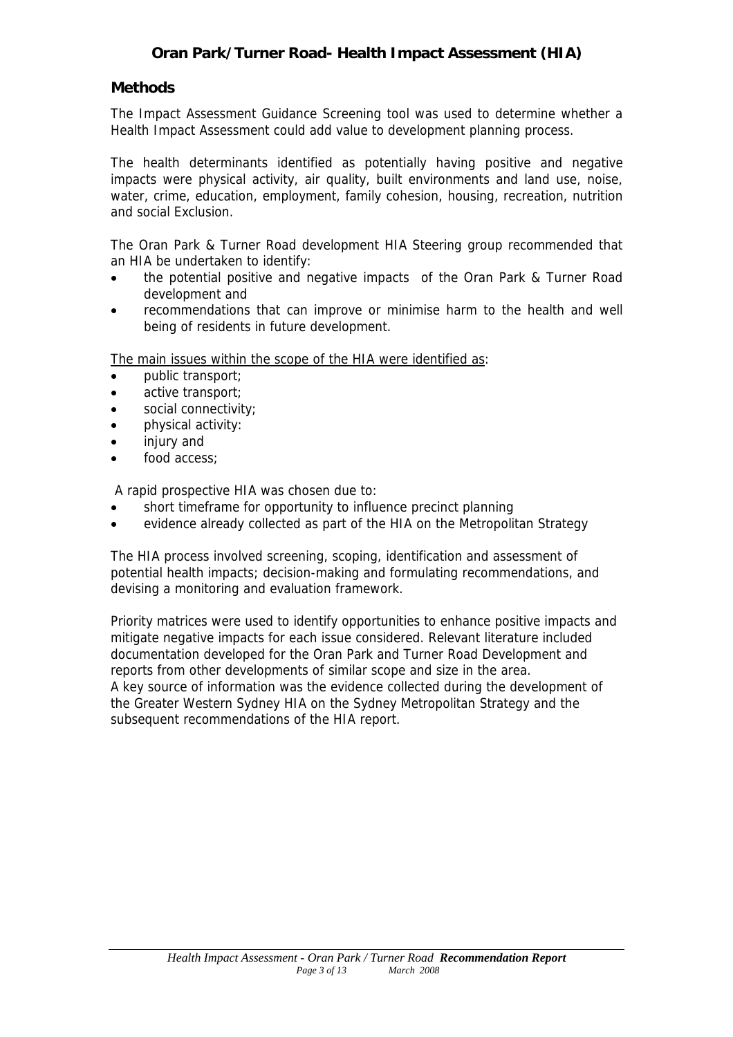## Methods

The Impact Assessment Guidance Screening tool was used to determine whether a Health Impact Assessment could add value to development planning process.

The health determinants identified as potentially having positive and negative impacts were physical activity, air quality, built environments and land use, noise, water, crime, education, employment, family cohesion, housing, recreation, nutrition and social Exclusion.

The Oran Park & Turner Road development HIA Steering group recommended that an HIA be undertaken to identify:

- the potential positive and negative impacts of the Oran Park & Turner Road development and
- recommendations that can improve or minimise harm to the health and well being of residents in future development.

<u>The main issues within the scope of the HIA were identified as</u>:

- public transport;
- active transport;
- social connectivity;
- physical activity:
- injury and
- food access;

A rapid prospective HIA was chosen due to:

- short timeframe for opportunity to influence precinct planning
- evidence already collected as part of the HIA on the Metropolitan Strategy

The HIA process involved screening, scoping, identification and assessment of potential health impacts; decision-making and formulating recommendations, and devising a monitoring and evaluation framework.

Priority matrices were used to identify opportunities to enhance positive impacts and mitigate negative impacts for each issue considered. Relevant literature included documentation developed for the Oran Park and Turner Road Development and reports from other developments of similar scope and size in the area.
A key source of information was the evidence collected during the development of the Greater Western Sydney HIA on the Sydney Metropolitan Strategy and the subsequent recommendations of the HIA report.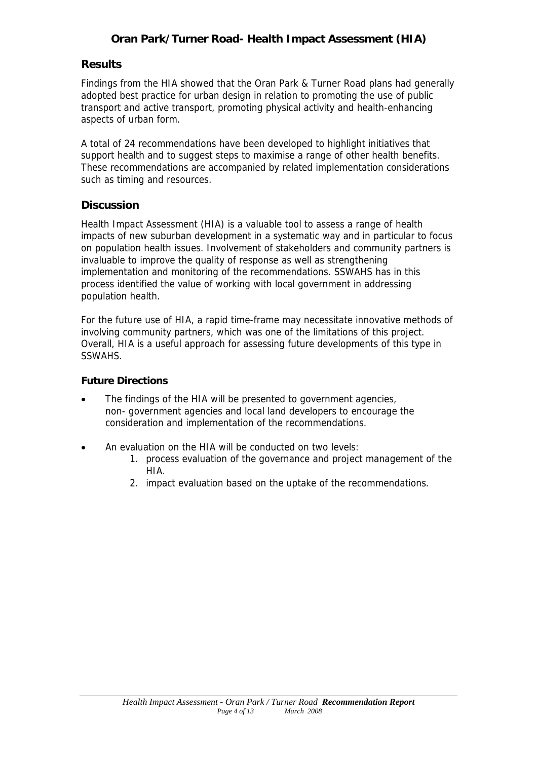## Results

Findings from the HIA showed that the Oran Park & Turner Road plans had generally adopted best practice for urban design in relation to promoting the use of public transport and active transport, promoting physical activity and health-enhancing aspects of urban form.

A total of 24 recommendations have been developed to highlight initiatives that support health and to suggest steps to maximise a range of other health benefits. These recommendations are accompanied by related implementation considerations such as timing and resources.

## Discussion

Health Impact Assessment (HIA) is a valuable tool to assess a range of health impacts of new suburban development in a systematic way and in particular to focus on population health issues. Involvement of stakeholders and community partners is invaluable to improve the quality of response as well as strengthening implementation and monitoring of the recommendations. SSWAHS has in this process identified the value of working with local government in addressing population health.

For the future use of HIA, a rapid time-frame may necessitate innovative methods of involving community partners, which was one of the limitations of this project. Overall, HIA is a useful approach for assessing future developments of this type in SSWAHS.

### Future Directions

- The findings of the HIA will be presented to government agencies, non- government agencies and local land developers to encourage the consideration and implementation of the recommendations.
- An evaluation on the HIA will be conducted on two levels:
    1. process evaluation of the governance and project management of the HIA.
    2. impact evaluation based on the uptake of the recommendations.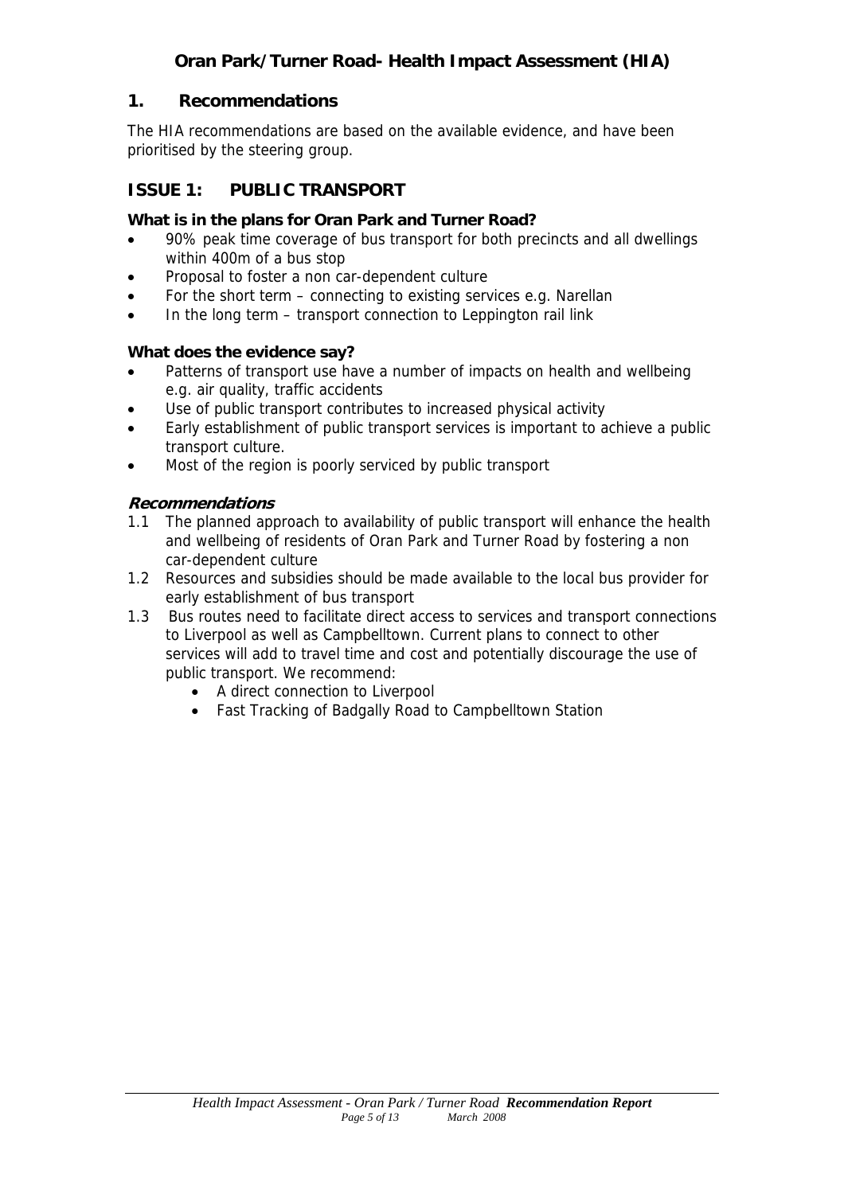# Oran Park/Turner Road- Health Impact Assessment (HIA)

## 1. Recommendations

The HIA recommendations are based on the available evidence, and have been prioritised by the steering group.

## ISSUE 1: PUBLIC TRANSPORT

### What is in the plans for Oran Park and Turner Road?

- 90% peak time coverage of bus transport for both precincts and all dwellings within 400m of a bus stop
- Proposal to foster a non car-dependent culture
- For the short term – connecting to existing services e.g. Narellan
- In the long term – transport connection to Leppington rail link

### What does the evidence say?

- Patterns of transport use have a number of impacts on health and wellbeing e.g. air quality, traffic accidents
- Use of public transport contributes to increased physical activity
- Early establishment of public transport services is important to achieve a public transport culture.
- Most of the region is poorly serviced by public transport

### *Recommendations*

1.1 The planned approach to availability of public transport will enhance the health and wellbeing of residents of Oran Park and Turner Road by fostering a non car-dependent culture

1.2 Resources and subsidies should be made available to the local bus provider for early establishment of bus transport

1.3 Bus routes need to facilitate direct access to services and transport connections to Liverpool as well as Campbelltown. Current plans to connect to other services will add to travel time and cost and potentially discourage the use of public transport. We recommend:
   - A direct connection to Liverpool
   - Fast Tracking of Badgally Road to Campbelltown Station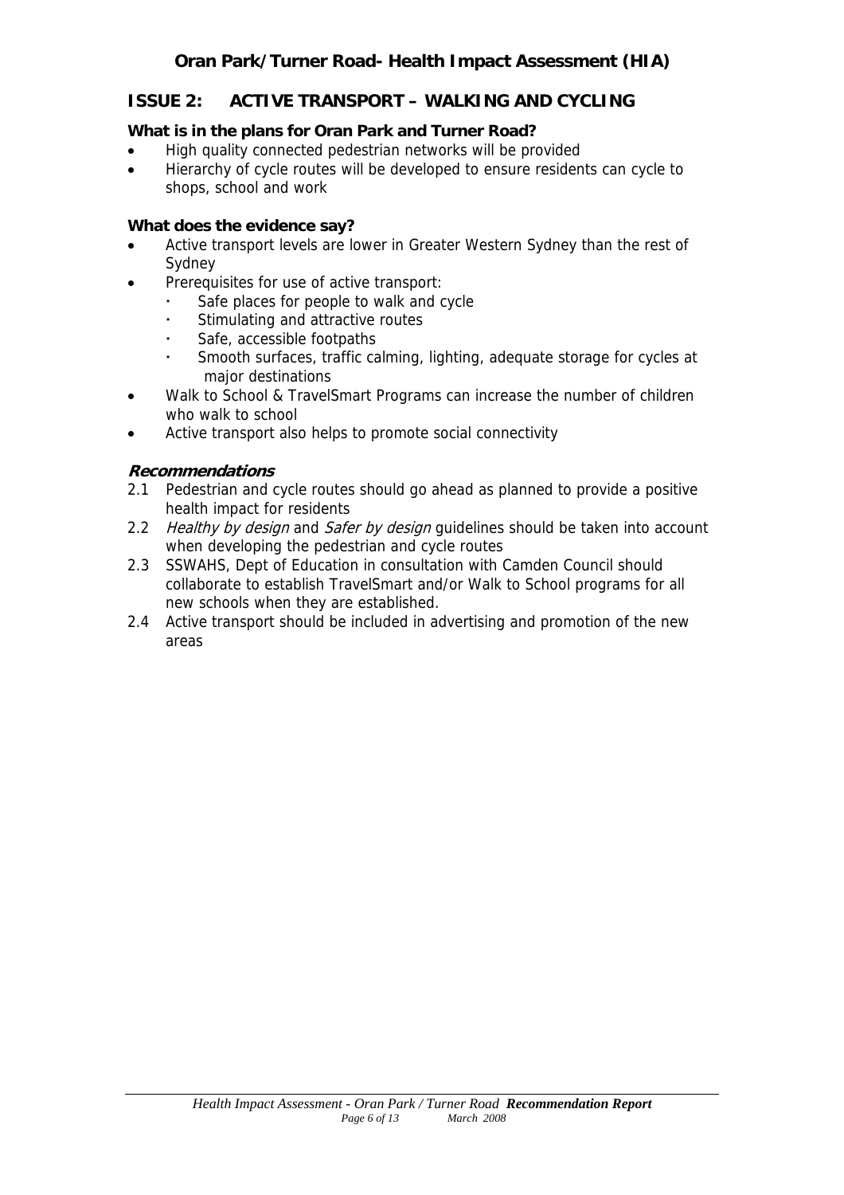## ISSUE 2: ACTIVE TRANSPORT – WALKING AND CYCLING

**What is in the plans for Oran Park and Turner Road?**

- High quality connected pedestrian networks will be provided
- Hierarchy of cycle routes will be developed to ensure residents can cycle to shops, school and work

**What does the evidence say?**

- Active transport levels are lower in Greater Western Sydney than the rest of Sydney
- Prerequisites for use of active transport:
  - Safe places for people to walk and cycle
  - Stimulating and attractive routes
  - Safe, accessible footpaths
  - Smooth surfaces, traffic calming, lighting, adequate storage for cycles at major destinations
- Walk to School & TravelSmart Programs can increase the number of children who walk to school
- Active transport also helps to promote social connectivity

***Recommendations***

2.1 Pedestrian and cycle routes should go ahead as planned to provide a positive health impact for residents

2.2 *Healthy by design* and *Safer by design* guidelines should be taken into account when developing the pedestrian and cycle routes

2.3 SSWAHS, Dept of Education in consultation with Camden Council should collaborate to establish TravelSmart and/or Walk to School programs for all new schools when they are established.

2.4 Active transport should be included in advertising and promotion of the new areas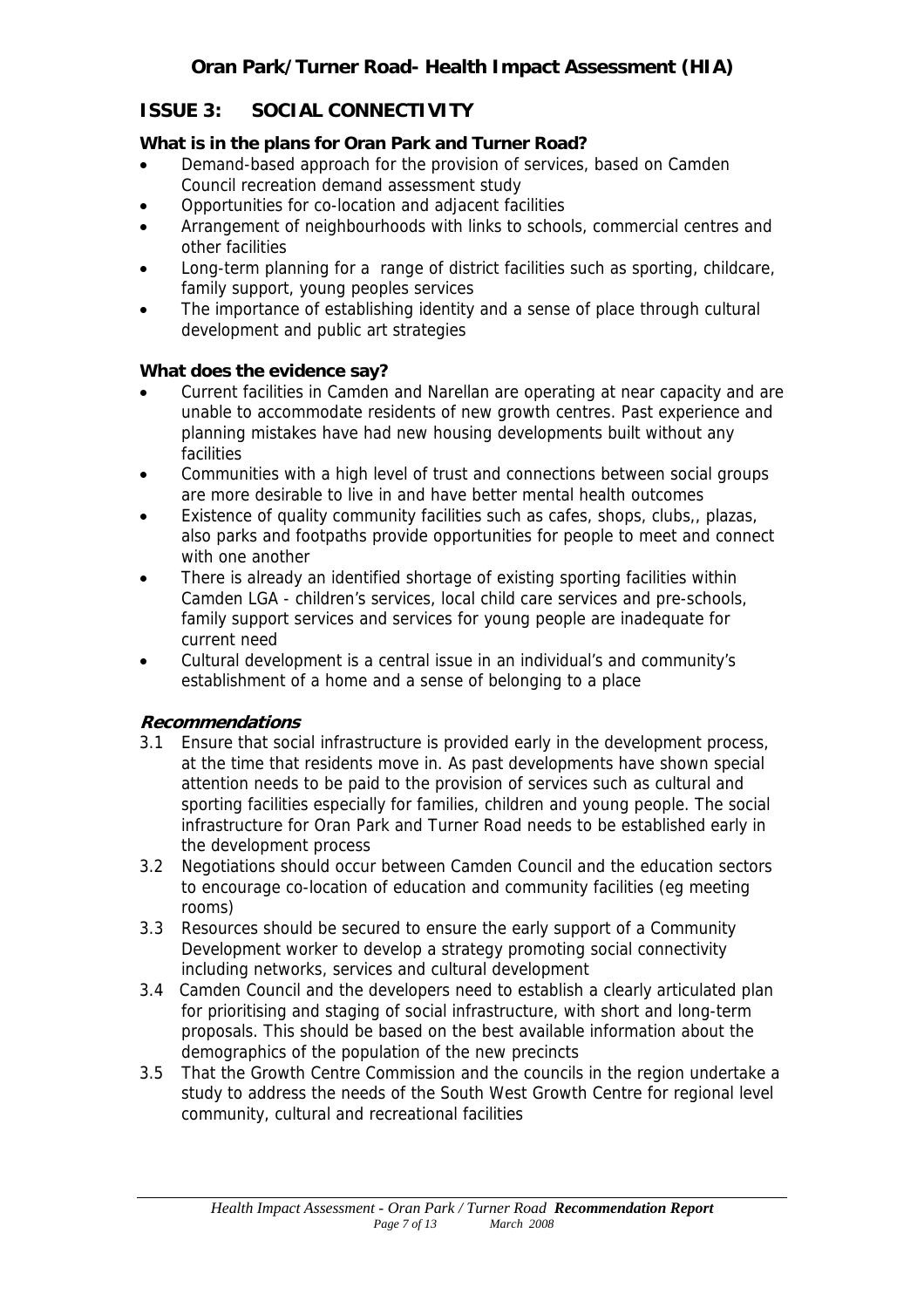## ISSUE 3: SOCIAL CONNECTIVITY

**What is in the plans for Oran Park and Turner Road?**

- Demand-based approach for the provision of services, based on Camden Council recreation demand assessment study
- Opportunities for co-location and adjacent facilities
- Arrangement of neighbourhoods with links to schools, commercial centres and other facilities
- Long-term planning for a range of district facilities such as sporting, childcare, family support, young peoples services
- The importance of establishing identity and a sense of place through cultural development and public art strategies

**What does the evidence say?**

- Current facilities in Camden and Narellan are operating at near capacity and are unable to accommodate residents of new growth centres. Past experience and planning mistakes have had new housing developments built without any facilities
- Communities with a high level of trust and connections between social groups are more desirable to live in and have better mental health outcomes
- Existence of quality community facilities such as cafes, shops, clubs,, plazas, also parks and footpaths provide opportunities for people to meet and connect with one another
- There is already an identified shortage of existing sporting facilities within Camden LGA - children's services, local child care services and pre-schools, family support services and services for young people are inadequate for current need
- Cultural development is a central issue in an individual's and community's establishment of a home and a sense of belonging to a place

***Recommendations***

3.1 Ensure that social infrastructure is provided early in the development process, at the time that residents move in. As past developments have shown special attention needs to be paid to the provision of services such as cultural and sporting facilities especially for families, children and young people. The social infrastructure for Oran Park and Turner Road needs to be established early in the development process

3.2 Negotiations should occur between Camden Council and the education sectors to encourage co-location of education and community facilities (eg meeting rooms)

3.3 Resources should be secured to ensure the early support of a Community Development worker to develop a strategy promoting social connectivity including networks, services and cultural development

3.4 Camden Council and the developers need to establish a clearly articulated plan for prioritising and staging of social infrastructure, with short and long-term proposals. This should be based on the best available information about the demographics of the population of the new precincts

3.5 That the Growth Centre Commission and the councils in the region undertake a study to address the needs of the South West Growth Centre for regional level community, cultural and recreational facilities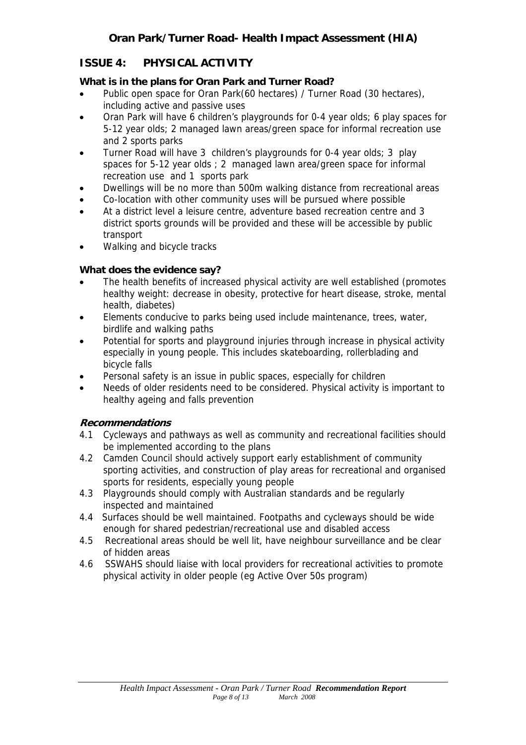## ISSUE 4: PHYSICAL ACTIVITY

**What is in the plans for Oran Park and Turner Road?**

- Public open space for Oran Park(60 hectares) / Turner Road (30 hectares), including active and passive uses
- Oran Park will have 6 children's playgrounds for 0-4 year olds; 6 play spaces for 5-12 year olds; 2 managed lawn areas/green space for informal recreation use and 2 sports parks
- Turner Road will have 3 children's playgrounds for 0-4 year olds; 3 play spaces for 5-12 year olds ; 2 managed lawn area/green space for informal recreation use and 1 sports park
- Dwellings will be no more than 500m walking distance from recreational areas
- Co-location with other community uses will be pursued where possible
- At a district level a leisure centre, adventure based recreation centre and 3 district sports grounds will be provided and these will be accessible by public transport
- Walking and bicycle tracks

**What does the evidence say?**

- The health benefits of increased physical activity are well established (promotes healthy weight: decrease in obesity, protective for heart disease, stroke, mental health, diabetes)
- Elements conducive to parks being used include maintenance, trees, water, birdlife and walking paths
- Potential for sports and playground injuries through increase in physical activity especially in young people. This includes skateboarding, rollerblading and bicycle falls
- Personal safety is an issue in public spaces, especially for children
- Needs of older residents need to be considered. Physical activity is important to healthy ageing and falls prevention

***Recommendations***

4.1 Cycleways and pathways as well as community and recreational facilities should be implemented according to the plans

4.2 Camden Council should actively support early establishment of community sporting activities, and construction of play areas for recreational and organised sports for residents, especially young people

4.3 Playgrounds should comply with Australian standards and be regularly inspected and maintained

4.4 Surfaces should be well maintained. Footpaths and cycleways should be wide enough for shared pedestrian/recreational use and disabled access

4.5 Recreational areas should be well lit, have neighbour surveillance and be clear of hidden areas

4.6 SSWAHS should liaise with local providers for recreational activities to promote physical activity in older people (eg Active Over 50s program)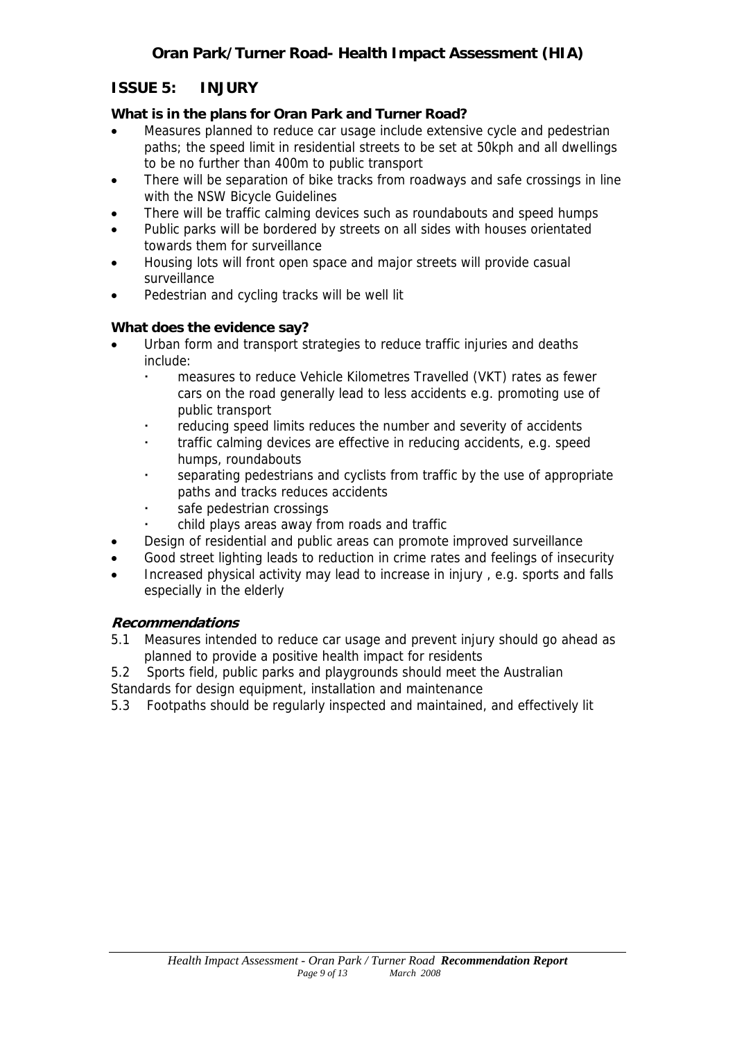## ISSUE 5: INJURY

**What is in the plans for Oran Park and Turner Road?**

- Measures planned to reduce car usage include extensive cycle and pedestrian paths; the speed limit in residential streets to be set at 50kph and all dwellings to be no further than 400m to public transport
- There will be separation of bike tracks from roadways and safe crossings in line with the NSW Bicycle Guidelines
- There will be traffic calming devices such as roundabouts and speed humps
- Public parks will be bordered by streets on all sides with houses orientated towards them for surveillance
- Housing lots will front open space and major streets will provide casual surveillance
- Pedestrian and cycling tracks will be well lit

**What does the evidence say?**

- Urban form and transport strategies to reduce traffic injuries and deaths include:
  - measures to reduce Vehicle Kilometres Travelled (VKT) rates as fewer cars on the road generally lead to less accidents e.g. promoting use of public transport
  - reducing speed limits reduces the number and severity of accidents
  - traffic calming devices are effective in reducing accidents, e.g. speed humps, roundabouts
  - separating pedestrians and cyclists from traffic by the use of appropriate paths and tracks reduces accidents
  - safe pedestrian crossings
  - child plays areas away from roads and traffic
- Design of residential and public areas can promote improved surveillance
- Good street lighting leads to reduction in crime rates and feelings of insecurity
- Increased physical activity may lead to increase in injury , e.g. sports and falls especially in the elderly

***Recommendations***

5.1 Measures intended to reduce car usage and prevent injury should go ahead as planned to provide a positive health impact for residents

5.2 Sports field, public parks and playgrounds should meet the Australian Standards for design equipment, installation and maintenance

5.3 Footpaths should be regularly inspected and maintained, and effectively lit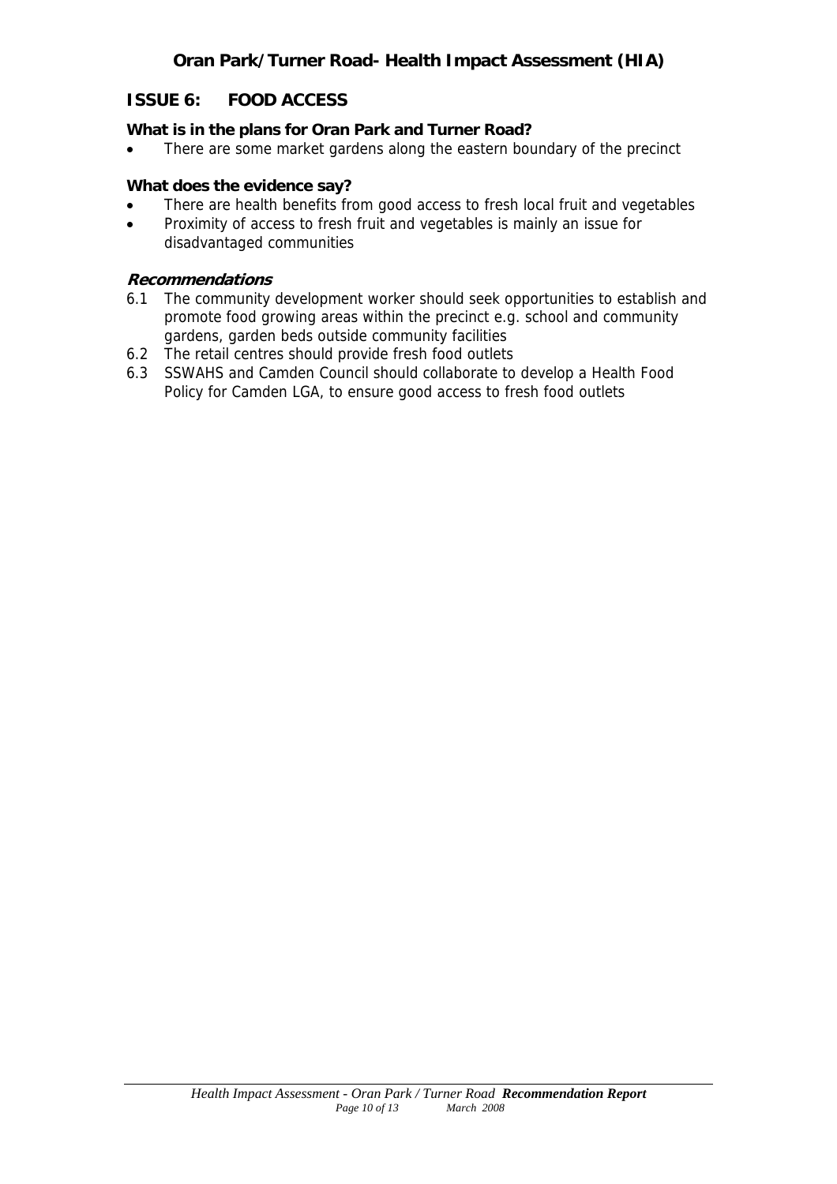## ISSUE 6: FOOD ACCESS

**What is in the plans for Oran Park and Turner Road?**

- There are some market gardens along the eastern boundary of the precinct

**What does the evidence say?**

- There are health benefits from good access to fresh local fruit and vegetables
- Proximity of access to fresh fruit and vegetables is mainly an issue for disadvantaged communities

***Recommendations***

6.1 The community development worker should seek opportunities to establish and promote food growing areas within the precinct e.g. school and community gardens, garden beds outside community facilities

6.2 The retail centres should provide fresh food outlets

6.3 SSWAHS and Camden Council should collaborate to develop a Health Food Policy for Camden LGA, to ensure good access to fresh food outlets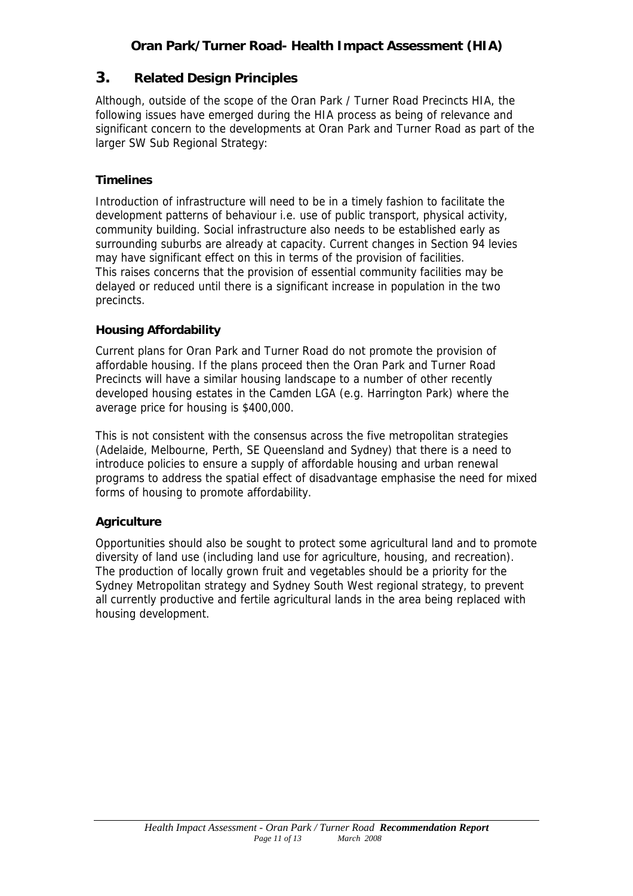## 3. Related Design Principles

Although, outside of the scope of the Oran Park / Turner Road Precincts HIA, the following issues have emerged during the HIA process as being of relevance and significant concern to the developments at Oran Park and Turner Road as part of the larger SW Sub Regional Strategy:

### Timelines

Introduction of infrastructure will need to be in a timely fashion to facilitate the development patterns of behaviour i.e. use of public transport, physical activity, community building. Social infrastructure also needs to be established early as surrounding suburbs are already at capacity. Current changes in Section 94 levies may have significant effect on this in terms of the provision of facilities.
This raises concerns that the provision of essential community facilities may be delayed or reduced until there is a significant increase in population in the two precincts.

### Housing Affordability

Current plans for Oran Park and Turner Road do not promote the provision of affordable housing. If the plans proceed then the Oran Park and Turner Road Precincts will have a similar housing landscape to a number of other recently developed housing estates in the Camden LGA (e.g. Harrington Park) where the average price for housing is $400,000.

This is not consistent with the consensus across the five metropolitan strategies (Adelaide, Melbourne, Perth, SE Queensland and Sydney) that there is a need to introduce policies to ensure a supply of affordable housing and urban renewal programs to address the spatial effect of disadvantage emphasise the need for mixed forms of housing to promote affordability.

### Agriculture

Opportunities should also be sought to protect some agricultural land and to promote diversity of land use (including land use for agriculture, housing, and recreation). The production of locally grown fruit and vegetables should be a priority for the Sydney Metropolitan strategy and Sydney South West regional strategy, to prevent all currently productive and fertile agricultural lands in the area being replaced with housing development.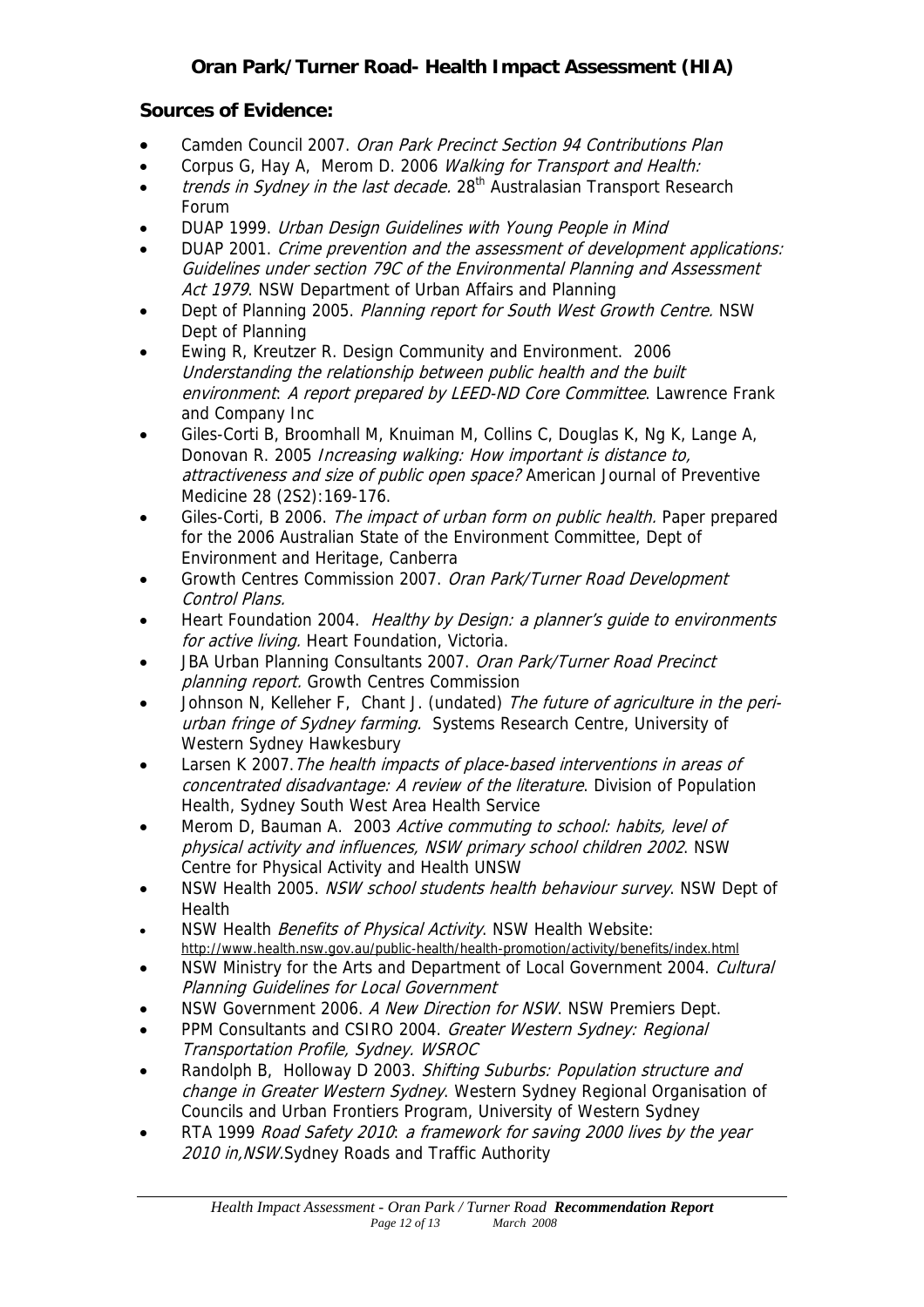## Sources of Evidence:

- Camden Council 2007. *Oran Park Precinct Section 94 Contributions Plan*
- Corpus G, Hay A, Merom D. 2006 *Walking for Transport and Health:*
- *trends in Sydney in the last decade.* 28th Australasian Transport Research Forum
- DUAP 1999. *Urban Design Guidelines with Young People in Mind*
- DUAP 2001. *Crime prevention and the assessment of development applications: Guidelines under section 79C of the Environmental Planning and Assessment Act 1979*. NSW Department of Urban Affairs and Planning
- Dept of Planning 2005. *Planning report for South West Growth Centre.* NSW Dept of Planning
- Ewing R, Kreutzer R. Design Community and Environment. 2006 *Understanding the relationship between public health and the built environment*: *A report prepared by LEED-ND Core Committee*. Lawrence Frank and Company Inc
- Giles-Corti B, Broomhall M, Knuiman M, Collins C, Douglas K, Ng K, Lange A, Donovan R. 2005 *Increasing walking: How important is distance to, attractiveness and size of public open space?* American Journal of Preventive Medicine 28 (2S2):169-176.
- Giles-Corti, B 2006. *The impact of urban form on public health.* Paper prepared for the 2006 Australian State of the Environment Committee, Dept of Environment and Heritage, Canberra
- Growth Centres Commission 2007. *Oran Park/Turner Road Development Control Plans.*
- Heart Foundation 2004. *Healthy by Design: a planner's guide to environments for active living.* Heart Foundation, Victoria.
- JBA Urban Planning Consultants 2007. *Oran Park/Turner Road Precinct planning report.* Growth Centres Commission
- Johnson N, Kelleher F, Chant J. (undated) *The future of agriculture in the peri-urban fringe of Sydney farming.* Systems Research Centre, University of Western Sydney Hawkesbury
- Larsen K 2007. *The health impacts of place-based interventions in areas of concentrated disadvantage: A review of the literature*. Division of Population Health, Sydney South West Area Health Service
- Merom D, Bauman A. 2003 *Active commuting to school: habits, level of physical activity and influences, NSW primary school children 2002*. NSW Centre for Physical Activity and Health UNSW
- NSW Health 2005. *NSW school students health behaviour survey*. NSW Dept of Health
- NSW Health *Benefits of Physical Activity*. NSW Health Website: http://www.health.nsw.gov.au/public-health/health-promotion/activity/benefits/index.html
- NSW Ministry for the Arts and Department of Local Government 2004. *Cultural Planning Guidelines for Local Government*
- NSW Government 2006. *A New Direction for NSW*. NSW Premiers Dept.
- PPM Consultants and CSIRO 2004. *Greater Western Sydney: Regional Transportation Profile, Sydney. WSROC*
- Randolph B, Holloway D 2003. *Shifting Suburbs: Population structure and change in Greater Western Sydney*. Western Sydney Regional Organisation of Councils and Urban Frontiers Program, University of Western Sydney
- RTA 1999 *Road Safety 2010*: *a framework for saving 2000 lives by the year 2010 in,NSW*.Sydney Roads and Traffic Authority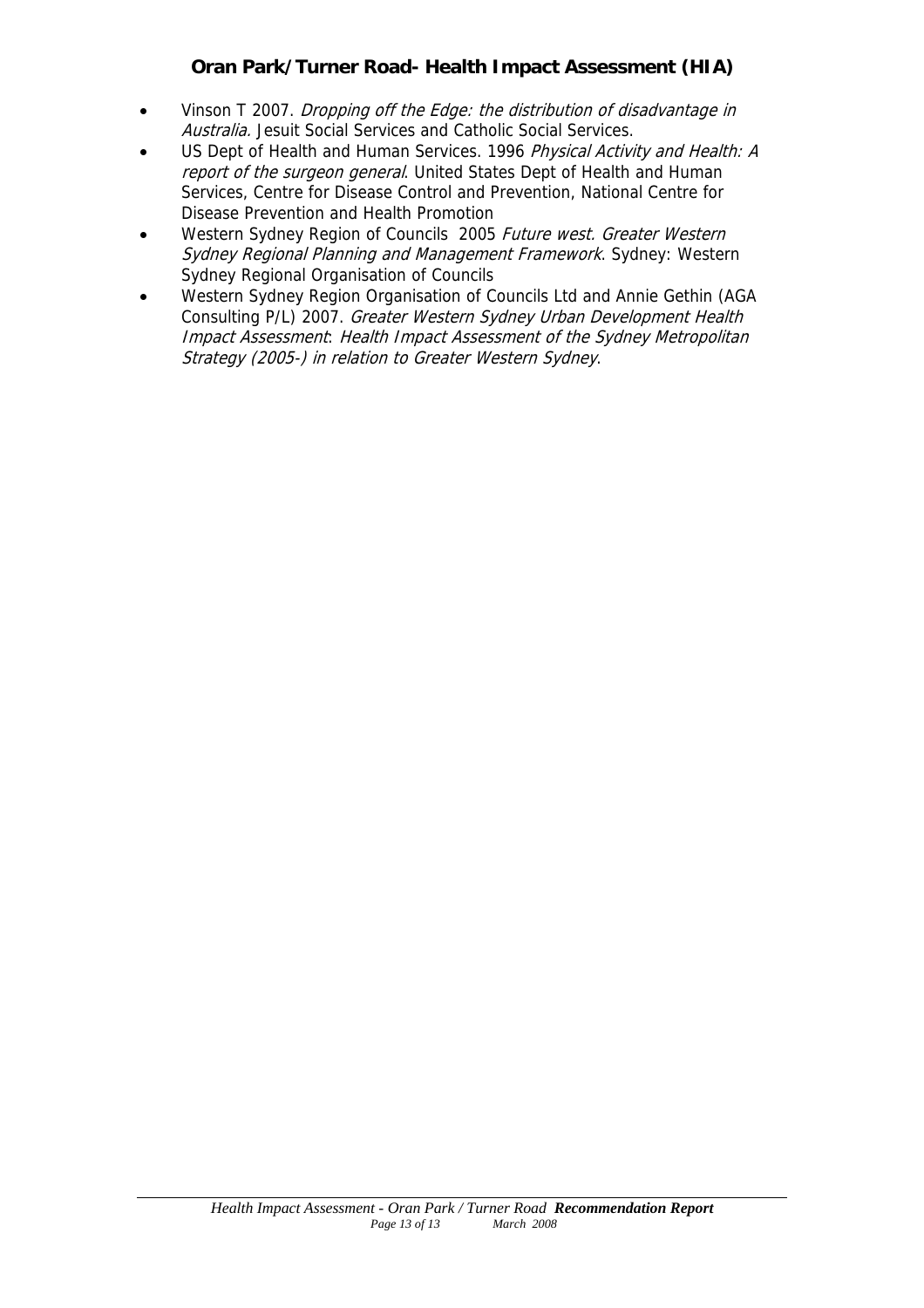- Vinson T 2007. *Dropping off the Edge: the distribution of disadvantage in Australia.* Jesuit Social Services and Catholic Social Services.
- US Dept of Health and Human Services. 1996 *Physical Activity and Health: A report of the surgeon general*. United States Dept of Health and Human Services, Centre for Disease Control and Prevention, National Centre for Disease Prevention and Health Promotion
- Western Sydney Region of Councils 2005 *Future west. Greater Western Sydney Regional Planning and Management Framework*. Sydney: Western Sydney Regional Organisation of Councils
- Western Sydney Region Organisation of Councils Ltd and Annie Gethin (AGA Consulting P/L) 2007. *Greater Western Sydney Urban Development Health Impact Assessment*: *Health Impact Assessment of the Sydney Metropolitan Strategy (2005-) in relation to Greater Western Sydney*.